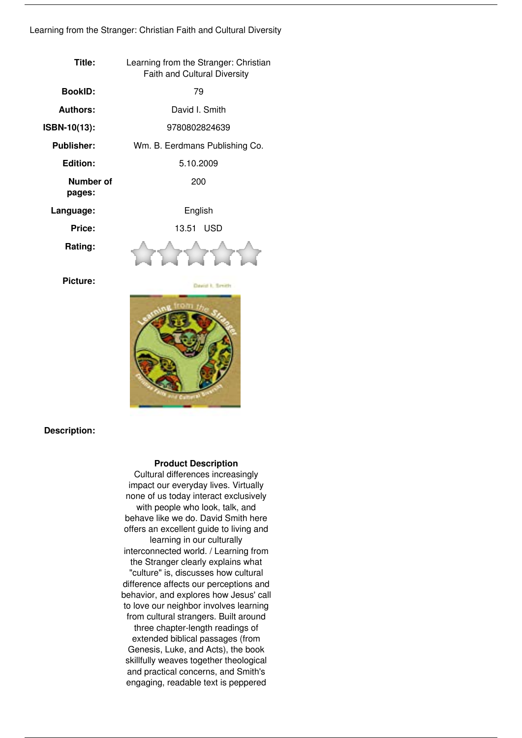Learning from the Stranger: Christian Faith and Cultural Diversity

| | |
|---|---|
| **Title:** | Learning from the Stranger: Christian Faith and Cultural Diversity |
| **BookID:** | 79 |
| **Authors:** | David I. Smith |
| **ISBN-10(13):** | 9780802824639 |
| **Publisher:** | Wm. B. Eerdmans Publishing Co. |
| **Edition:** | 5.10.2009 |
| **Number of pages:** | 200 |
| **Language:** | English |
| **Price:** | 13.51 USD |
| **Rating:** | |
| **Picture:** | |

**Description:**

**Product Description**

Cultural differences increasingly impact our everyday lives. Virtually none of us today interact exclusively with people who look, talk, and behave like we do. David Smith here offers an excellent guide to living and learning in our culturally interconnected world. / Learning from the Stranger clearly explains what "culture" is, discusses how cultural difference affects our perceptions and behavior, and explores how Jesus' call to love our neighbor involves learning from cultural strangers. Built around three chapter-length readings of extended biblical passages (from Genesis, Luke, and Acts), the book skillfully weaves together theological and practical concerns, and Smith's engaging, readable text is peppered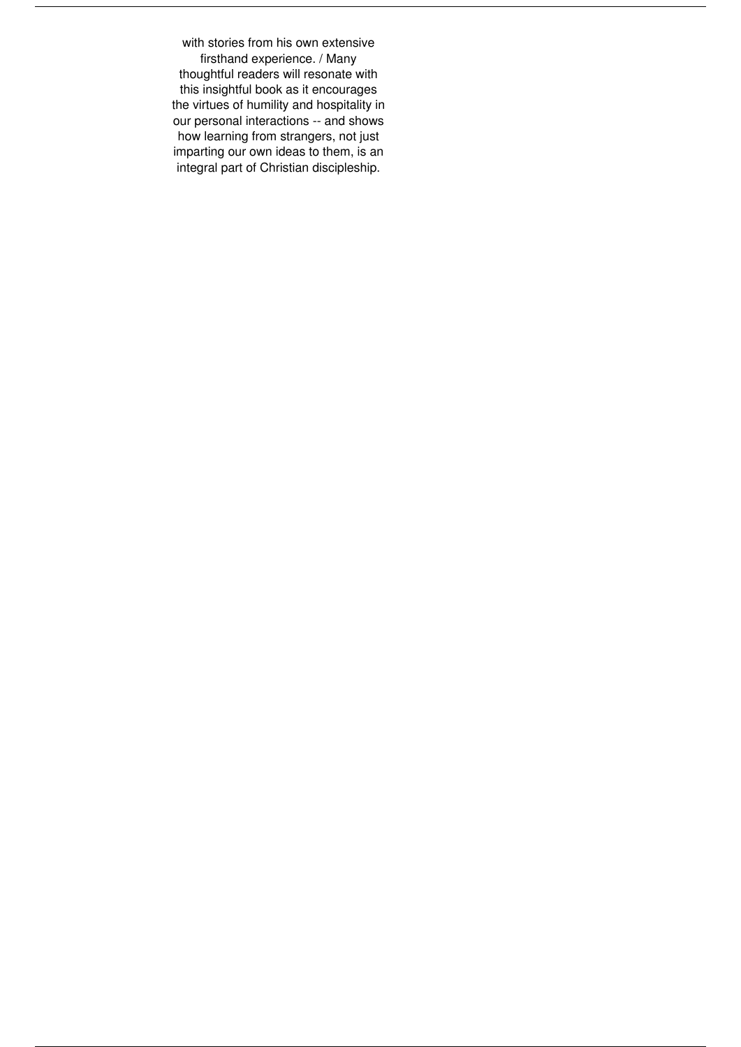with stories from his own extensive firsthand experience. / Many thoughtful readers will resonate with this insightful book as it encourages the virtues of humility and hospitality in our personal interactions -- and shows how learning from strangers, not just imparting our own ideas to them, is an integral part of Christian discipleship.